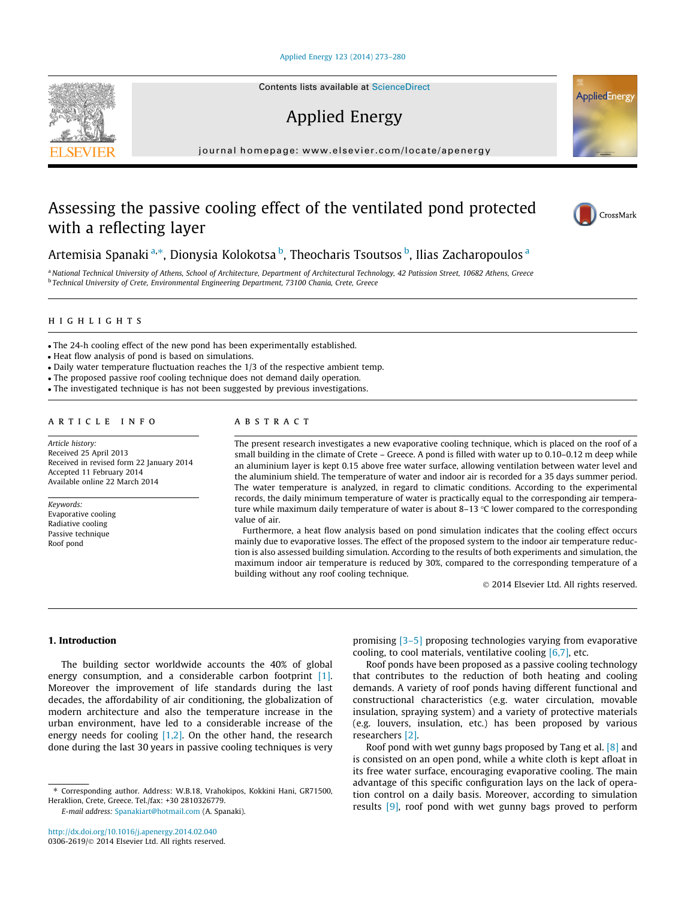# Assessing the passive cooling effect of the ventilated pond protected with a reflecting layer

Artemisia Spanaki [a,*], Dionysia Kolokotsa [b], Theocharis Tsoutsos [b], Ilias Zacharopoulos [a]

[a] National Technical University of Athens, School of Architecture, Department of Architectural Technology, 42 Patission Street, 10682 Athens, Greece
[b] Technical University of Crete, Environmental Engineering Department, 73100 Chania, Crete, Greece

## HIGHLIGHTS

- The 24-h cooling effect of the new pond has been experimentally established.
- Heat flow analysis of pond is based on simulations.
- Daily water temperature fluctuation reaches the 1/3 of the respective ambient temp.
- The proposed passive roof cooling technique does not demand daily operation.
- The investigated technique is has not been suggested by previous investigations.

## ARTICLE INFO

*Article history:*
Received 25 April 2013
Received in revised form 22 January 2014
Accepted 11 February 2014
Available online 22 March 2014

*Keywords:*
Evaporative cooling
Radiative cooling
Passive technique
Roof pond

## ABSTRACT

The present research investigates a new evaporative cooling technique, which is placed on the roof of a small building in the climate of Crete – Greece. A pond is filled with water up to 0.10–0.12 m deep while an aluminium layer is kept 0.15 above free water surface, allowing ventilation between water level and the aluminium shield. The temperature of water and indoor air is recorded for a 35 days summer period. The water temperature is analyzed, in regard to climatic conditions. According to the experimental records, the daily minimum temperature of water is practically equal to the corresponding air temperature while maximum daily temperature of water is about 8–13 °C lower compared to the corresponding value of air.

Furthermore, a heat flow analysis based on pond simulation indicates that the cooling effect occurs mainly due to evaporative losses. The effect of the proposed system to the indoor air temperature reduction is also assessed building simulation. According to the results of both experiments and simulation, the maximum indoor air temperature is reduced by 30%, compared to the corresponding temperature of a building without any roof cooling technique.

© 2014 Elsevier Ltd. All rights reserved.

## 1. Introduction

The building sector worldwide accounts the 40% of global energy consumption, and a considerable carbon footprint [1]. Moreover the improvement of life standards during the last decades, the affordability of air conditioning, the globalization of modern architecture and also the temperature increase in the urban environment, have led to a considerable increase of the energy needs for cooling [1,2]. On the other hand, the research done during the last 30 years in passive cooling techniques is very promising [3–5] proposing technologies varying from evaporative cooling, to cool materials, ventilative cooling [6,7], etc.

Roof ponds have been proposed as a passive cooling technology that contributes to the reduction of both heating and cooling demands. A variety of roof ponds having different functional and constructional characteristics (e.g. water circulation, movable insulation, spraying system) and a variety of protective materials (e.g. louvers, insulation, etc.) has been proposed by various researchers [2].

Roof pond with wet gunny bags proposed by Tang et al. [8] and is consisted on an open pond, while a white cloth is kept afloat in its free water surface, encouraging evaporative cooling. The main advantage of this specific configuration lays on the lack of operation control on a daily basis. Moreover, according to simulation results [9], roof pond with wet gunny bags proved to perform

* Corresponding author. Address: W.B.18, Vrahokipos, Kokkini Hani, GR71500, Heraklion, Crete, Greece. Tel./fax: +30 2810326779.
*E-mail address:* Spanakiart@hotmail.com (A. Spanaki).

http://dx.doi.org/10.1016/j.apenergy.2014.02.040
0306-2619/© 2014 Elsevier Ltd. All rights reserved.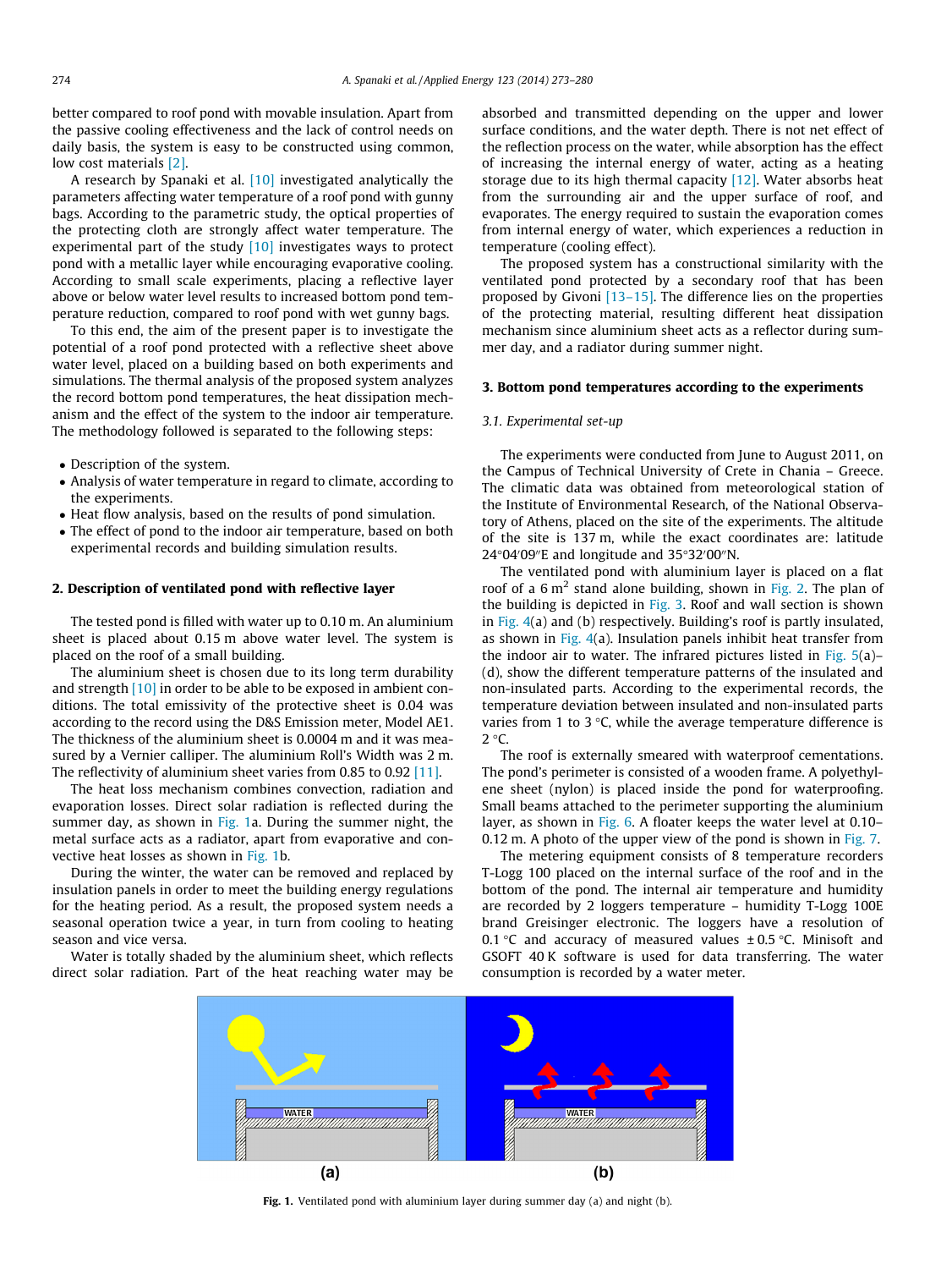better compared to roof pond with movable insulation. Apart from the passive cooling effectiveness and the lack of control needs on daily basis, the system is easy to be constructed using common, low cost materials [2].

A research by Spanaki et al. [10] investigated analytically the parameters affecting water temperature of a roof pond with gunny bags. According to the parametric study, the optical properties of the protecting cloth are strongly affect water temperature. The experimental part of the study [10] investigates ways to protect pond with a metallic layer while encouraging evaporative cooling. According to small scale experiments, placing a reflective layer above or below water level results to increased bottom pond temperature reduction, compared to roof pond with wet gunny bags.

To this end, the aim of the present paper is to investigate the potential of a roof pond protected with a reflective sheet above water level, placed on a building based on both experiments and simulations. The thermal analysis of the proposed system analyzes the record bottom pond temperatures, the heat dissipation mechanism and the effect of the system to the indoor air temperature. The methodology followed is separated to the following steps:

- Description of the system.
- Analysis of water temperature in regard to climate, according to the experiments.
- Heat flow analysis, based on the results of pond simulation.
- The effect of pond to the indoor air temperature, based on both experimental records and building simulation results.

## 2. Description of ventilated pond with reflective layer

The tested pond is filled with water up to 0.10 m. An aluminium sheet is placed about 0.15 m above water level. The system is placed on the roof of a small building.

The aluminium sheet is chosen due to its long term durability and strength [10] in order to be able to be exposed in ambient conditions. The total emissivity of the protective sheet is 0.04 was according to the record using the D&S Emission meter, Model AE1. The thickness of the aluminium sheet is 0.0004 m and it was measured by a Vernier calliper. The aluminium Roll's Width was 2 m. The reflectivity of aluminium sheet varies from 0.85 to 0.92 [11].

The heat loss mechanism combines convection, radiation and evaporation losses. Direct solar radiation is reflected during the summer day, as shown in Fig. 1a. During the summer night, the metal surface acts as a radiator, apart from evaporative and convective heat losses as shown in Fig. 1b.

During the winter, the water can be removed and replaced by insulation panels in order to meet the building energy regulations for the heating period. As a result, the proposed system needs a seasonal operation twice a year, in turn from cooling to heating season and vice versa.

Water is totally shaded by the aluminium sheet, which reflects direct solar radiation. Part of the heat reaching water may be absorbed and transmitted depending on the upper and lower surface conditions, and the water depth. There is not net effect of the reflection process on the water, while absorption has the effect of increasing the internal energy of water, acting as a heating storage due to its high thermal capacity [12]. Water absorbs heat from the surrounding air and the upper surface of roof, and evaporates. The energy required to sustain the evaporation comes from internal energy of water, which experiences a reduction in temperature (cooling effect).

The proposed system has a constructional similarity with the ventilated pond protected by a secondary roof that has been proposed by Givoni [13–15]. The difference lies on the properties of the protecting material, resulting different heat dissipation mechanism since aluminium sheet acts as a reflector during summer day, and a radiator during summer night.

## 3. Bottom pond temperatures according to the experiments

### 3.1. Experimental set-up

The experiments were conducted from June to August 2011, on the Campus of Technical University of Crete in Chania – Greece. The climatic data was obtained from meteorological station of the Institute of Environmental Research, of the National Observatory of Athens, placed on the site of the experiments. The altitude of the site is 137 m, while the exact coordinates are: latitude 24°04′09″E and longitude and 35°32′00″N.

The ventilated pond with aluminium layer is placed on a flat roof of a 6 $m^2$ stand alone building, shown in Fig. 2. The plan of the building is depicted in Fig. 3. Roof and wall section is shown in Fig. 4(a) and (b) respectively. Building's roof is partly insulated, as shown in Fig. 4(a). Insulation panels inhibit heat transfer from the indoor air to water. The infrared pictures listed in Fig. 5(a)–(d), show the different temperature patterns of the insulated and non-insulated parts. According to the experimental records, the temperature deviation between insulated and non-insulated parts varies from 1 to 3 °C, while the average temperature difference is 2 °C.

The roof is externally smeared with waterproof cementations. The pond's perimeter is consisted of a wooden frame. A polyethylene sheet (nylon) is placed inside the pond for waterproofing. Small beams attached to the perimeter supporting the aluminium layer, as shown in Fig. 6. A floater keeps the water level at 0.10–0.12 m. A photo of the upper view of the pond is shown in Fig. 7.

The metering equipment consists of 8 temperature recorders T-Logg 100 placed on the internal surface of the roof and in the bottom of the pond. The internal air temperature and humidity are recorded by 2 loggers temperature – humidity T-Logg 100E brand Greisinger electronic. The loggers have a resolution of 0.1 °C and accuracy of measured values ± 0.5 °C. Minisoft and GSOFT 40 K software is used for data transferring. The water consumption is recorded by a water meter.

Fig. 1. Ventilated pond with aluminium layer during summer day (a) and night (b).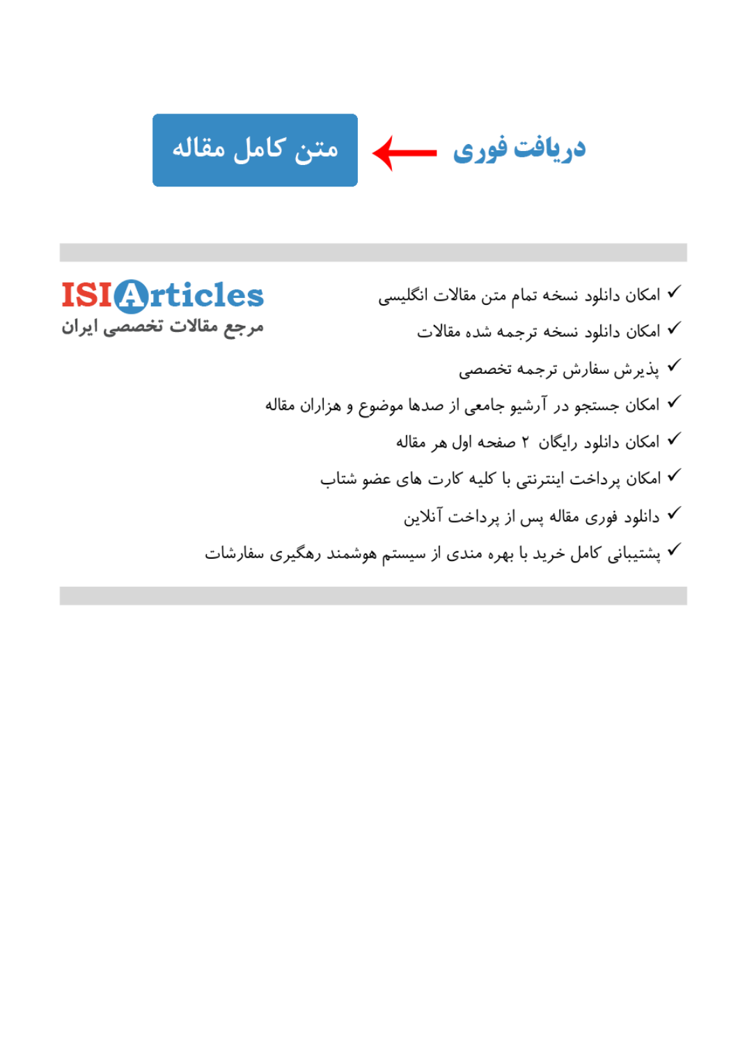دریافت فوری ← **متن کامل مقاله**

**ISIArticles**
مرجع مقالات تخصصی ایران

- ✓ امکان دانلود نسخه تمام متن مقالات انگلیسی
- ✓ امکان دانلود نسخه ترجمه شده مقالات
- ✓ پذیرش سفارش ترجمه تخصصی
- ✓ امکان جستجو در آرشیو جامعی از صدها موضوع و هزاران مقاله
- ✓ امکان دانلود رایگان ۲ صفحه اول هر مقاله
- ✓ امکان پرداخت اینترنتی با کلیه کارت های عضو شتاب
- ✓ دانلود فوری مقاله پس از پرداخت آنلاین
- ✓ پشتیبانی کامل خرید با بهره مندی از سیستم هوشمند رهگیری سفارشات